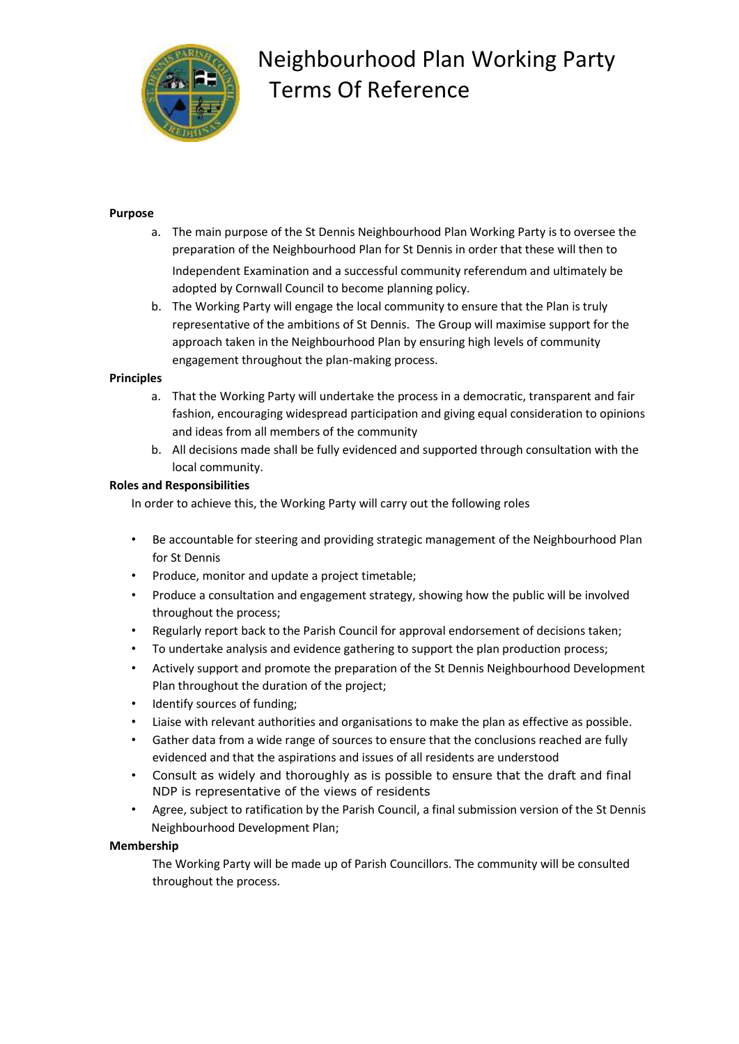# Neighbourhood Plan Working Party Terms Of Reference

**Purpose**

a. The main purpose of the St Dennis Neighbourhood Plan Working Party is to oversee the preparation of the Neighbourhood Plan for St Dennis in order that these will then to Independent Examination and a successful community referendum and ultimately be adopted by Cornwall Council to become planning policy.

b. The Working Party will engage the local community to ensure that the Plan is truly representative of the ambitions of St Dennis. The Group will maximise support for the approach taken in the Neighbourhood Plan by ensuring high levels of community engagement throughout the plan-making process.

**Principles**

a. That the Working Party will undertake the process in a democratic, transparent and fair fashion, encouraging widespread participation and giving equal consideration to opinions and ideas from all members of the community

b. All decisions made shall be fully evidenced and supported through consultation with the local community.

**Roles and Responsibilities**

In order to achieve this, the Working Party will carry out the following roles

- Be accountable for steering and providing strategic management of the Neighbourhood Plan for St Dennis
- Produce, monitor and update a project timetable;
- Produce a consultation and engagement strategy, showing how the public will be involved throughout the process;
- Regularly report back to the Parish Council for approval endorsement of decisions taken;
- To undertake analysis and evidence gathering to support the plan production process;
- Actively support and promote the preparation of the St Dennis Neighbourhood Development Plan throughout the duration of the project;
- Identify sources of funding;
- Liaise with relevant authorities and organisations to make the plan as effective as possible.
- Gather data from a wide range of sources to ensure that the conclusions reached are fully evidenced and that the aspirations and issues of all residents are understood
- Consult as widely and thoroughly as is possible to ensure that the draft and final NDP is representative of the views of residents
- Agree, subject to ratification by the Parish Council, a final submission version of the St Dennis Neighbourhood Development Plan;

**Membership**

The Working Party will be made up of Parish Councillors. The community will be consulted throughout the process.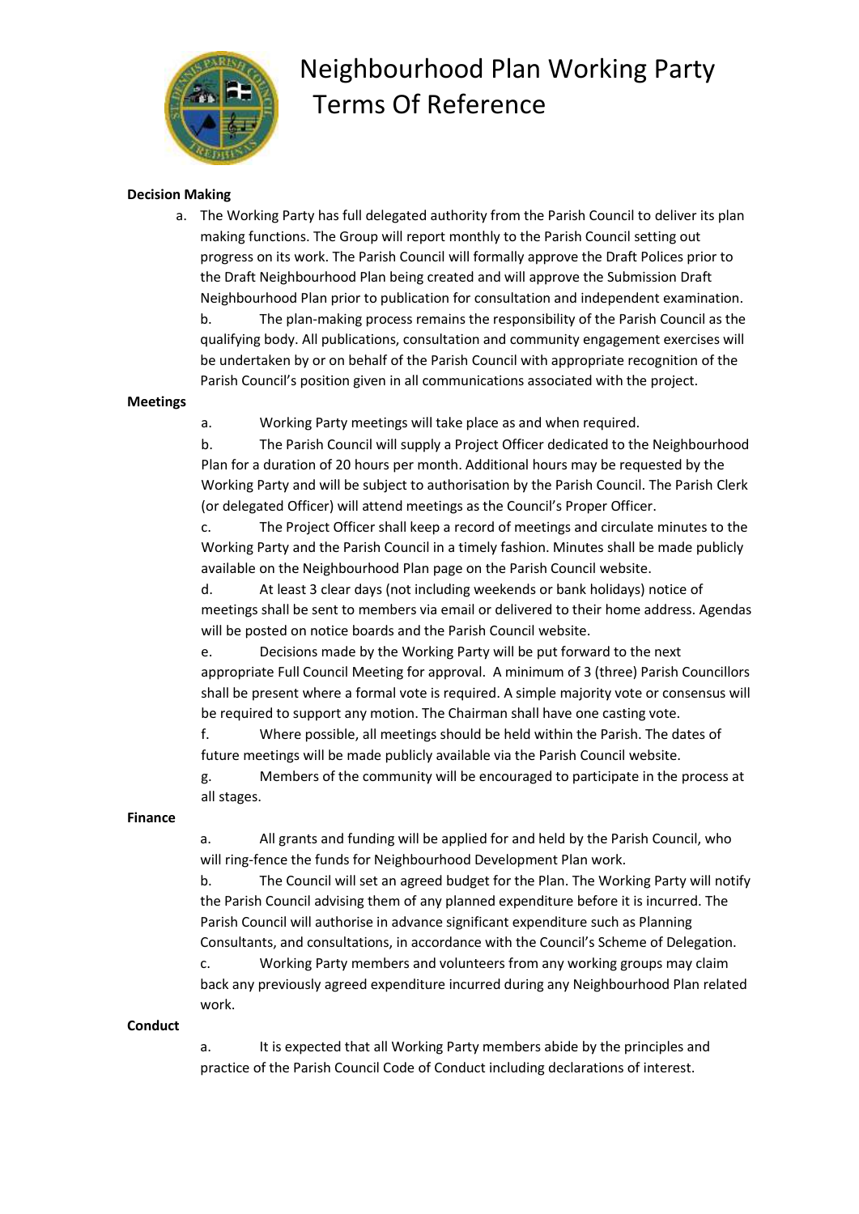# Neighbourhood Plan Working Party Terms Of Reference

**Decision Making**

a. The Working Party has full delegated authority from the Parish Council to deliver its plan making functions. The Group will report monthly to the Parish Council setting out progress on its work. The Parish Council will formally approve the Draft Polices prior to the Draft Neighbourhood Plan being created and will approve the Submission Draft Neighbourhood Plan prior to publication for consultation and independent examination.

b. The plan-making process remains the responsibility of the Parish Council as the qualifying body. All publications, consultation and community engagement exercises will be undertaken by or on behalf of the Parish Council with appropriate recognition of the Parish Council's position given in all communications associated with the project.

**Meetings**

a. Working Party meetings will take place as and when required.

b. The Parish Council will supply a Project Officer dedicated to the Neighbourhood Plan for a duration of 20 hours per month. Additional hours may be requested by the Working Party and will be subject to authorisation by the Parish Council. The Parish Clerk (or delegated Officer) will attend meetings as the Council's Proper Officer.

c. The Project Officer shall keep a record of meetings and circulate minutes to the Working Party and the Parish Council in a timely fashion. Minutes shall be made publicly available on the Neighbourhood Plan page on the Parish Council website.

d. At least 3 clear days (not including weekends or bank holidays) notice of meetings shall be sent to members via email or delivered to their home address. Agendas will be posted on notice boards and the Parish Council website.

e. Decisions made by the Working Party will be put forward to the next appropriate Full Council Meeting for approval. A minimum of 3 (three) Parish Councillors shall be present where a formal vote is required. A simple majority vote or consensus will be required to support any motion. The Chairman shall have one casting vote.

f. Where possible, all meetings should be held within the Parish. The dates of future meetings will be made publicly available via the Parish Council website.

g. Members of the community will be encouraged to participate in the process at all stages.

**Finance**

a. All grants and funding will be applied for and held by the Parish Council, who will ring-fence the funds for Neighbourhood Development Plan work.

b. The Council will set an agreed budget for the Plan. The Working Party will notify the Parish Council advising them of any planned expenditure before it is incurred. The Parish Council will authorise in advance significant expenditure such as Planning Consultants, and consultations, in accordance with the Council's Scheme of Delegation.

c. Working Party members and volunteers from any working groups may claim back any previously agreed expenditure incurred during any Neighbourhood Plan related work.

**Conduct**

a. It is expected that all Working Party members abide by the principles and practice of the Parish Council Code of Conduct including declarations of interest.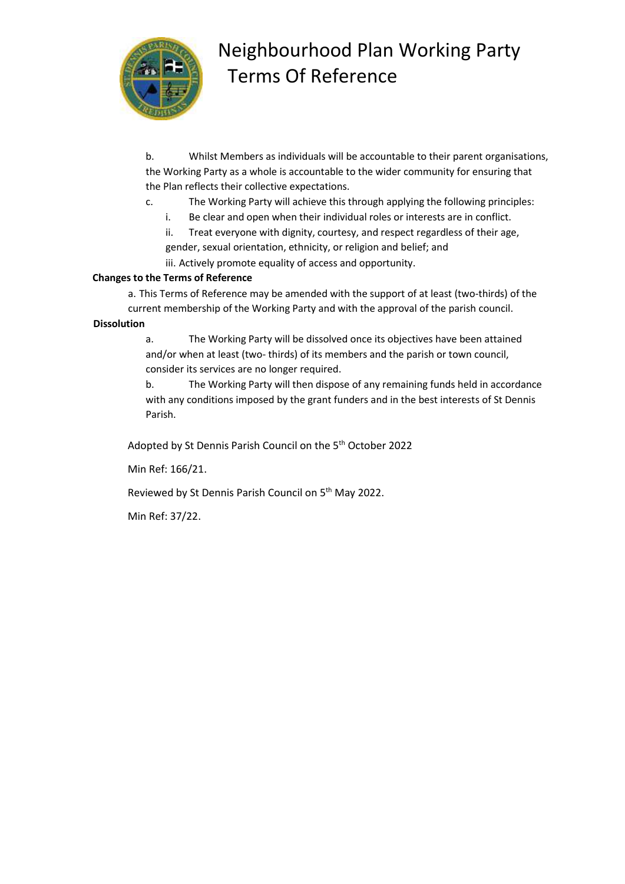b. Whilst Members as individuals will be accountable to their parent organisations, the Working Party as a whole is accountable to the wider community for ensuring that the Plan reflects their collective expectations.

c. The Working Party will achieve this through applying the following principles:

  i. Be clear and open when their individual roles or interests are in conflict.

  ii. Treat everyone with dignity, courtesy, and respect regardless of their age, gender, sexual orientation, ethnicity, or religion and belief; and

  iii. Actively promote equality of access and opportunity.

**Changes to the Terms of Reference**

a. This Terms of Reference may be amended with the support of at least (two-thirds) of the current membership of the Working Party and with the approval of the parish council.

**Dissolution**

a. The Working Party will be dissolved once its objectives have been attained and/or when at least (two- thirds) of its members and the parish or town council, consider its services are no longer required.

b. The Working Party will then dispose of any remaining funds held in accordance with any conditions imposed by the grant funders and in the best interests of St Dennis Parish.

Adopted by St Dennis Parish Council on the 5th October 2022

Min Ref: 166/21.

Reviewed by St Dennis Parish Council on 5th May 2022.

Min Ref: 37/22.